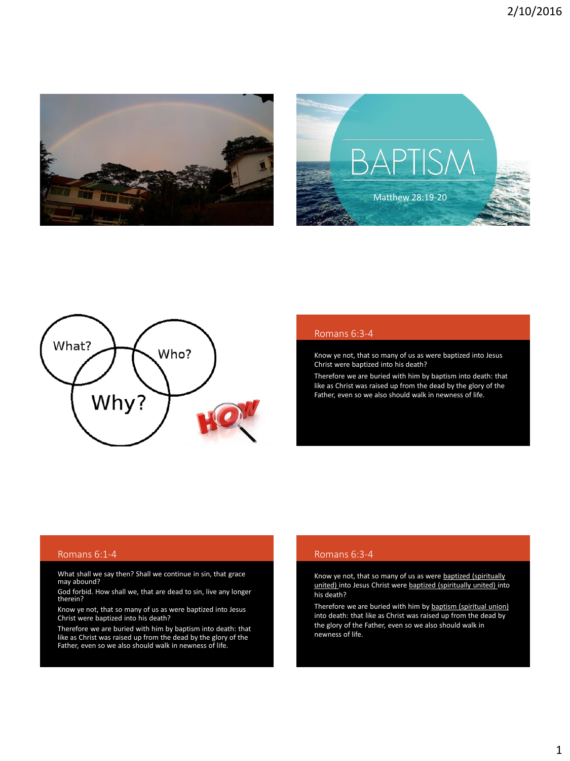# BAPTISM

Matthew 28:19-20

What? Who? Why? HOW

## Romans 6:3-4

Know ye not, that so many of us as were baptized into Jesus Christ were baptized into his death?

Therefore we are buried with him by baptism into death: that like as Christ was raised up from the dead by the glory of the Father, even so we also should walk in newness of life.

## Romans 6:1-4

What shall we say then? Shall we continue in sin, that grace may abound?

God forbid. How shall we, that are dead to sin, live any longer therein?

Know ye not, that so many of us as were baptized into Jesus Christ were baptized into his death?

Therefore we are buried with him by baptism into death: that like as Christ was raised up from the dead by the glory of the Father, even so we also should walk in newness of life.

## Romans 6:3-4

Know ye not, that so many of us as were <u>baptized (spiritually united)</u> into Jesus Christ were <u>baptized (spiritually united)</u> into his death?

Therefore we are buried with him by <u>baptism (spiritual union)</u> into death: that like as Christ was raised up from the dead by the glory of the Father, even so we also should walk in newness of life.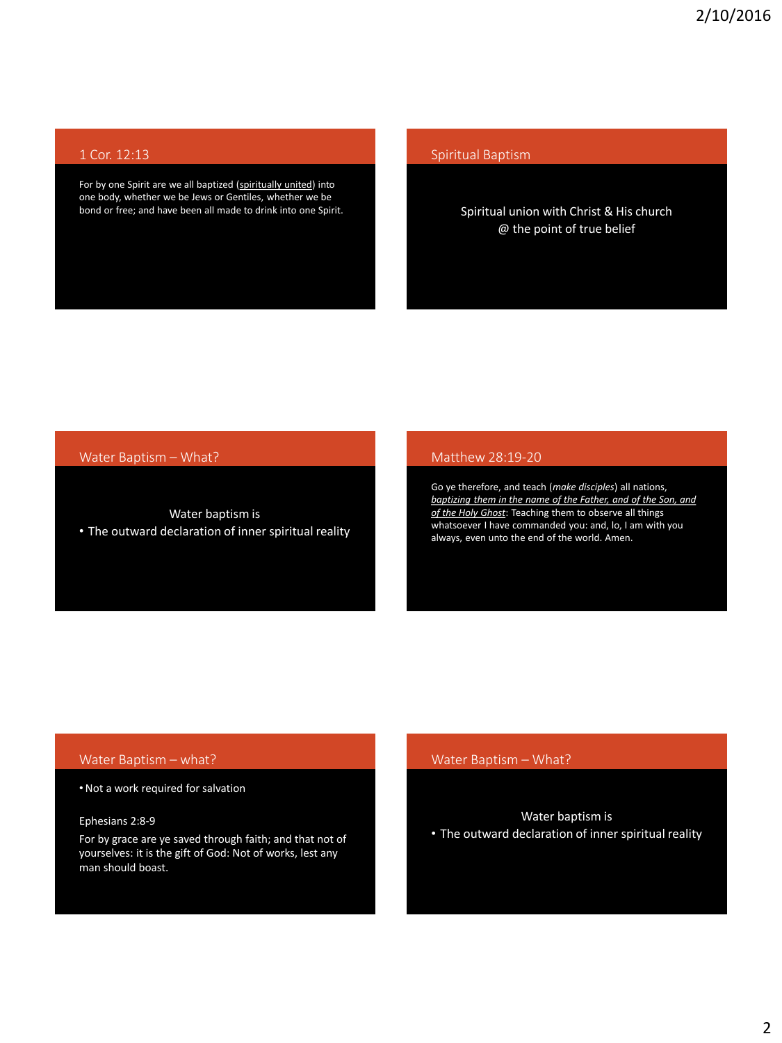## 1 Cor. 12:13

For by one Spirit are we all baptized (<u>spiritually united</u>) into one body, whether we be Jews or Gentiles, whether we be bond or free; and have been all made to drink into one Spirit.

## Spiritual Baptism

Spiritual union with Christ & His church @ the point of true belief

## Water Baptism – What?

Water baptism is

- The outward declaration of inner spiritual reality

## Matthew 28:19-20

Go ye therefore, and teach (*make disciples*) all nations, <u>*baptizing them in the name of the Father, and of the Son, and of the Holy Ghost*</u>: Teaching them to observe all things whatsoever I have commanded you: and, lo, I am with you always, even unto the end of the world. Amen.

## Water Baptism – what?

- Not a work required for salvation

Ephesians 2:8-9

For by grace are ye saved through faith; and that not of yourselves: it is the gift of God: Not of works, lest any man should boast.

## Water Baptism – What?

Water baptism is

- The outward declaration of inner spiritual reality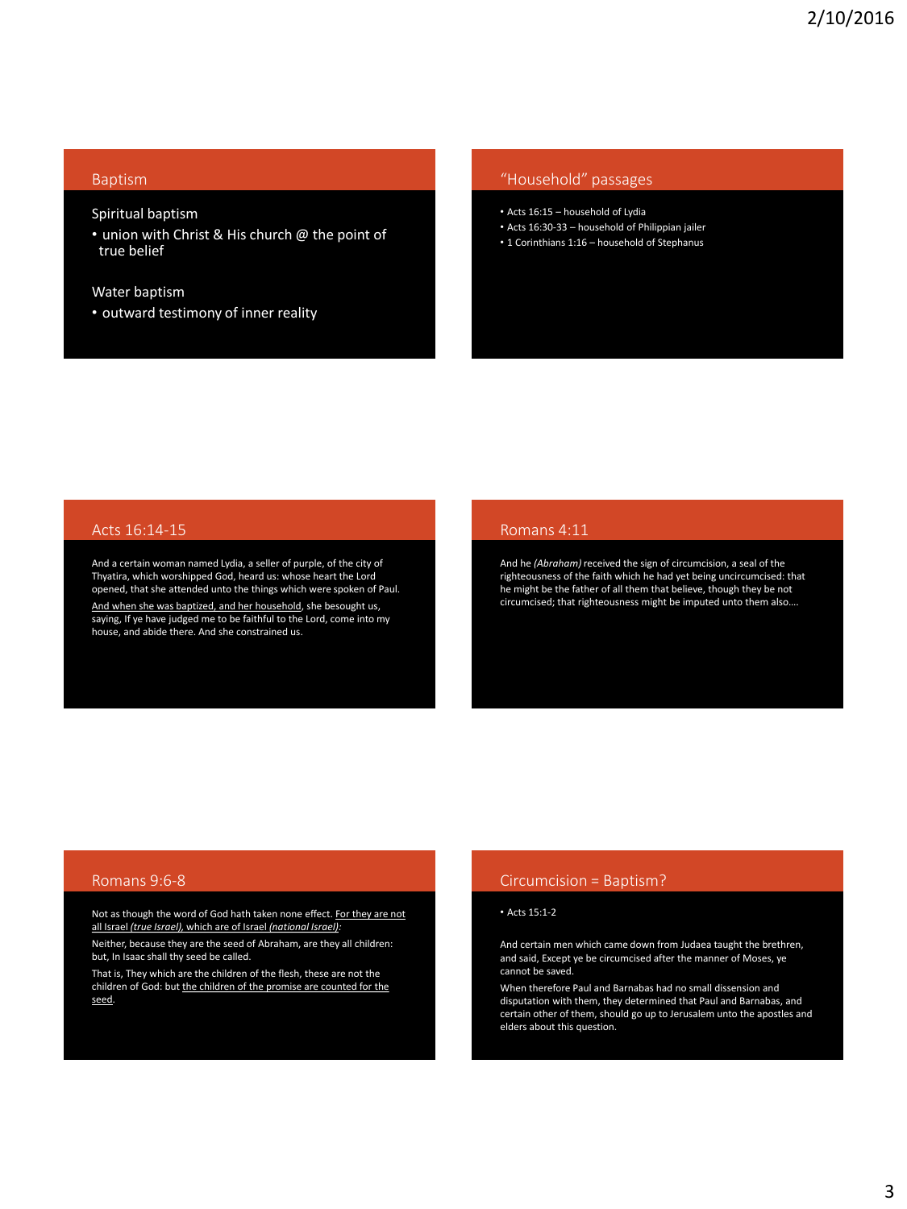## Baptism

Spiritual baptism

- union with Christ & His church @ the point of true belief

Water baptism

- outward testimony of inner reality

## "Household" passages

- Acts 16:15 – household of Lydia
- Acts 16:30-33 – household of Philippian jailer
- 1 Corinthians 1:16 – household of Stephanus

## Acts 16:14-15

And a certain woman named Lydia, a seller of purple, of the city of Thyatira, which worshipped God, heard us: whose heart the Lord opened, that she attended unto the things which were spoken of Paul.

<u>And when she was baptized, and her household</u>, she besought us, saying, If ye have judged me to be faithful to the Lord, come into my house, and abide there. And she constrained us.

## Romans 4:11

And he *(Abraham)* received the sign of circumcision, a seal of the righteousness of the faith which he had yet being uncircumcised: that he might be the father of all them that believe, though they be not circumcised; that righteousness might be imputed unto them also….

## Romans 9:6-8

Not as though the word of God hath taken none effect. <u>For they are not all Israel *(true Israel)*, which are of Israel *(national Israel)*</u>:

Neither, because they are the seed of Abraham, are they all children: but, In Isaac shall thy seed be called.

That is, They which are the children of the flesh, these are not the children of God: but <u>the children of the promise are counted for the seed</u>.

## Circumcision = Baptism?

- Acts 15:1-2

And certain men which came down from Judaea taught the brethren, and said, Except ye be circumcised after the manner of Moses, ye cannot be saved.

When therefore Paul and Barnabas had no small dissension and disputation with them, they determined that Paul and Barnabas, and certain other of them, should go up to Jerusalem unto the apostles and elders about this question.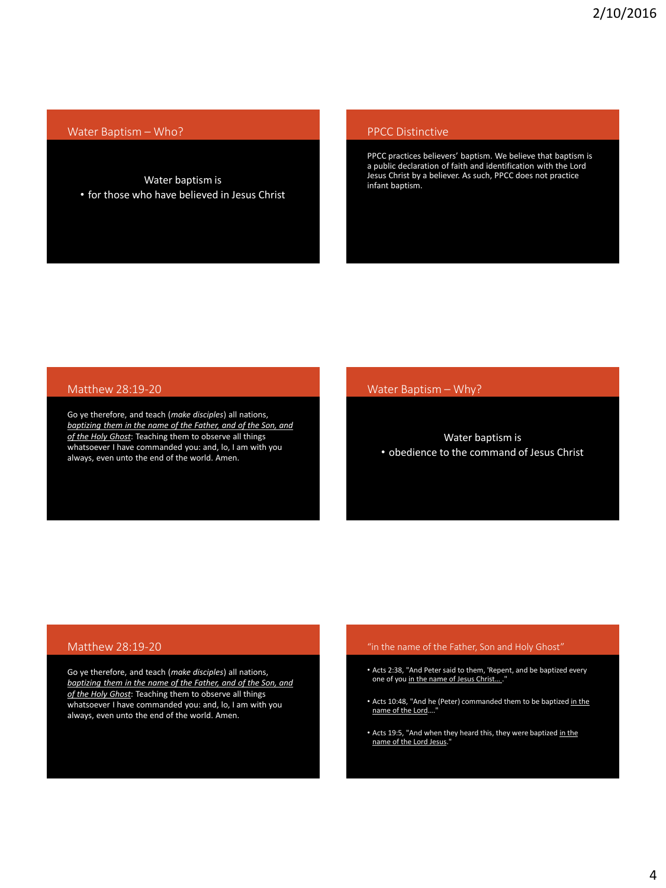## Water Baptism – Who?

Water baptism is

- for those who have believed in Jesus Christ

## PPCC Distinctive

PPCC practices believers' baptism. We believe that baptism is a public declaration of faith and identification with the Lord Jesus Christ by a believer. As such, PPCC does not practice infant baptism.

## Matthew 28:19-20

Go ye therefore, and teach (*make disciples*) all nations, *baptizing them in the name of the Father, and of the Son, and of the Holy Ghost*: Teaching them to observe all things whatsoever I have commanded you: and, lo, I am with you always, even unto the end of the world. Amen.

## Water Baptism – Why?

Water baptism is

- obedience to the command of Jesus Christ

## Matthew 28:19-20

Go ye therefore, and teach (*make disciples*) all nations, *baptizing them in the name of the Father, and of the Son, and of the Holy Ghost*: Teaching them to observe all things whatsoever I have commanded you: and, lo, I am with you always, even unto the end of the world. Amen.

## "in the name of the Father, Son and Holy Ghost"

- Acts 2:38, "And Peter said to them, 'Repent, and be baptized every one of you in the name of Jesus Christ… ."
- Acts 10:48, "And he (Peter) commanded them to be baptized in the name of the Lord…."
- Acts 19:5, "And when they heard this, they were baptized in the name of the Lord Jesus."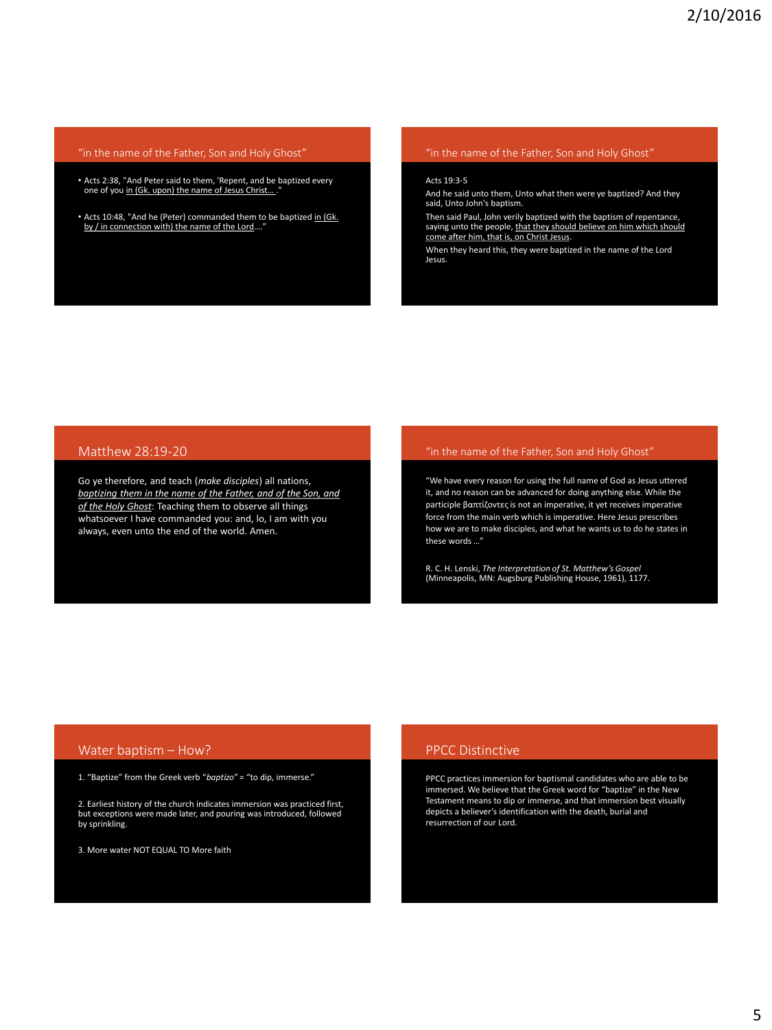## "in the name of the Father, Son and Holy Ghost"

- Acts 2:38, "And Peter said to them, 'Repent, and be baptized every one of you in (Gk. upon) the name of Jesus Christ… ."
- Acts 10:48, "And he (Peter) commanded them to be baptized in (Gk. by / in connection with) the name of the Lord…."

## "in the name of the Father, Son and Holy Ghost"

Acts 19:3-5

And he said unto them, Unto what then were ye baptized? And they said, Unto John's baptism.

Then said Paul, John verily baptized with the baptism of repentance, saying unto the people, that they should believe on him which should come after him, that is, on Christ Jesus.

When they heard this, they were baptized in the name of the Lord Jesus.

## Matthew 28:19-20

Go ye therefore, and teach (*make disciples*) all nations, *baptizing them in the name of the Father, and of the Son, and of the Holy Ghost*: Teaching them to observe all things whatsoever I have commanded you: and, lo, I am with you always, even unto the end of the world. Amen.

## "in the name of the Father, Son and Holy Ghost"

"We have every reason for using the full name of God as Jesus uttered it, and no reason can be advanced for doing anything else. While the participle βαπτίζοντες is not an imperative, it yet receives imperative force from the main verb which is imperative. Here Jesus prescribes how we are to make disciples, and what he wants us to do he states in these words …"

R. C. H. Lenski, *The Interpretation of St. Matthew's Gospel* (Minneapolis, MN: Augsburg Publishing House, 1961), 1177.

## Water baptism – How?

1. "Baptize" from the Greek verb "*baptizo*" = "to dip, immerse."

2. Earliest history of the church indicates immersion was practiced first, but exceptions were made later, and pouring was introduced, followed by sprinkling.

3. More water NOT EQUAL TO More faith

## PPCC Distinctive

PPCC practices immersion for baptismal candidates who are able to be immersed. We believe that the Greek word for "baptize" in the New Testament means to dip or immerse, and that immersion best visually depicts a believer's identification with the death, burial and resurrection of our Lord.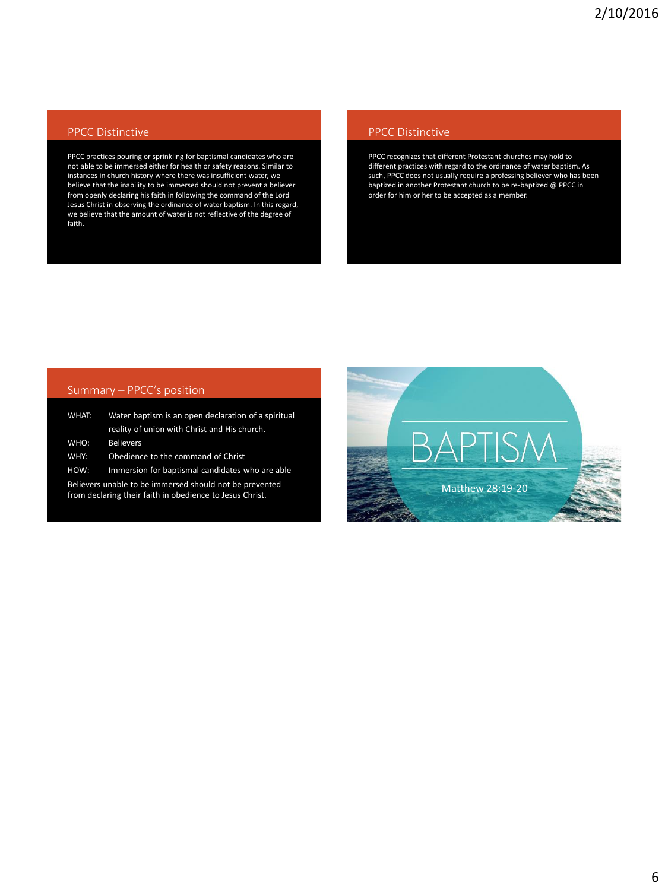## PPCC Distinctive

PPCC practices pouring or sprinkling for baptismal candidates who are not able to be immersed either for health or safety reasons. Similar to instances in church history where there was insufficient water, we believe that the inability to be immersed should not prevent a believer from openly declaring his faith in following the command of the Lord Jesus Christ in observing the ordinance of water baptism. In this regard, we believe that the amount of water is not reflective of the degree of faith.

## PPCC Distinctive

PPCC recognizes that different Protestant churches may hold to different practices with regard to the ordinance of water baptism. As such, PPCC does not usually require a professing believer who has been baptized in another Protestant church to be re-baptized @ PPCC in order for him or her to be accepted as a member.

## Summary – PPCC's position

| | |
|---|---|
| WHAT: | Water baptism is an open declaration of a spiritual reality of union with Christ and His church. |
| WHO: | Believers |
| WHY: | Obedience to the command of Christ |
| HOW: | Immersion for baptismal candidates who are able |

Believers unable to be immersed should not be prevented from declaring their faith in obedience to Jesus Christ.

# BAPTISM

Matthew 28:19-20